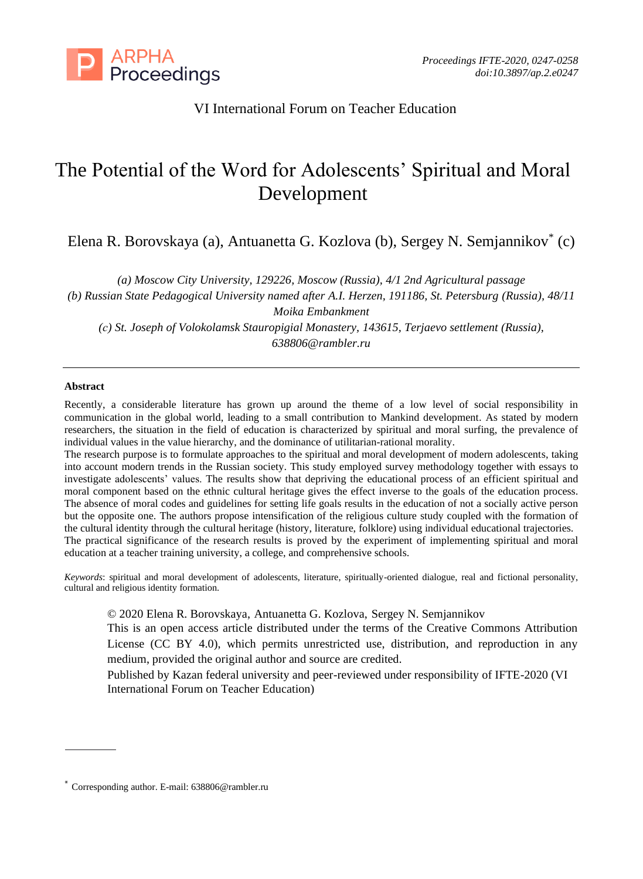VI International Forum on Teacher Education

# The Potential of the Word for Adolescents' Spiritual and Moral Development

Elena R. Borovskaya (a), Antuanetta G. Kozlova (b), Sergey N. Semjannikov* (c)

*(a) Moscow City University, 129226, Moscow (Russia), 4/1 2nd Agricultural passage*
*(b) Russian State Pedagogical University named after A.I. Herzen, 191186, St. Petersburg (Russia), 48/11 Moika Embankment*
*(c) St. Joseph of Volokolamsk Stauropigial Monastery, 143615, Terjaevo settlement (Russia), 638806@rambler.ru*

---

**Abstract**

Recently, a considerable literature has grown up around the theme of a low level of social responsibility in communication in the global world, leading to a small contribution to Mankind development. As stated by modern researchers, the situation in the field of education is characterized by spiritual and moral surfing, the prevalence of individual values in the value hierarchy, and the dominance of utilitarian-rational morality.
The research purpose is to formulate approaches to the spiritual and moral development of modern adolescents, taking into account modern trends in the Russian society. This study employed survey methodology together with essays to investigate adolescents' values. The results show that depriving the educational process of an efficient spiritual and moral component based on the ethnic cultural heritage gives the effect inverse to the goals of the education process. The absence of moral codes and guidelines for setting life goals results in the education of not a socially active person but the opposite one. The authors propose intensification of the religious culture study coupled with the formation of the cultural identity through the cultural heritage (history, literature, folklore) using individual educational trajectories.
The practical significance of the research results is proved by the experiment of implementing spiritual and moral education at a teacher training university, a college, and comprehensive schools.

*Keywords*: spiritual and moral development of adolescents, literature, spiritually-oriented dialogue, real and fictional personality, cultural and religious identity formation.

© 2020 Elena R. Borovskaya, Antuanetta G. Kozlova, Sergey N. Semjannikov
This is an open access article distributed under the terms of the Creative Commons Attribution License (CC BY 4.0), which permits unrestricted use, distribution, and reproduction in any medium, provided the original author and source are credited.
Published by Kazan federal university and peer-reviewed under responsibility of IFTE-2020 (VI International Forum on Teacher Education)

---

* Corresponding author. E-mail: 638806@rambler.ru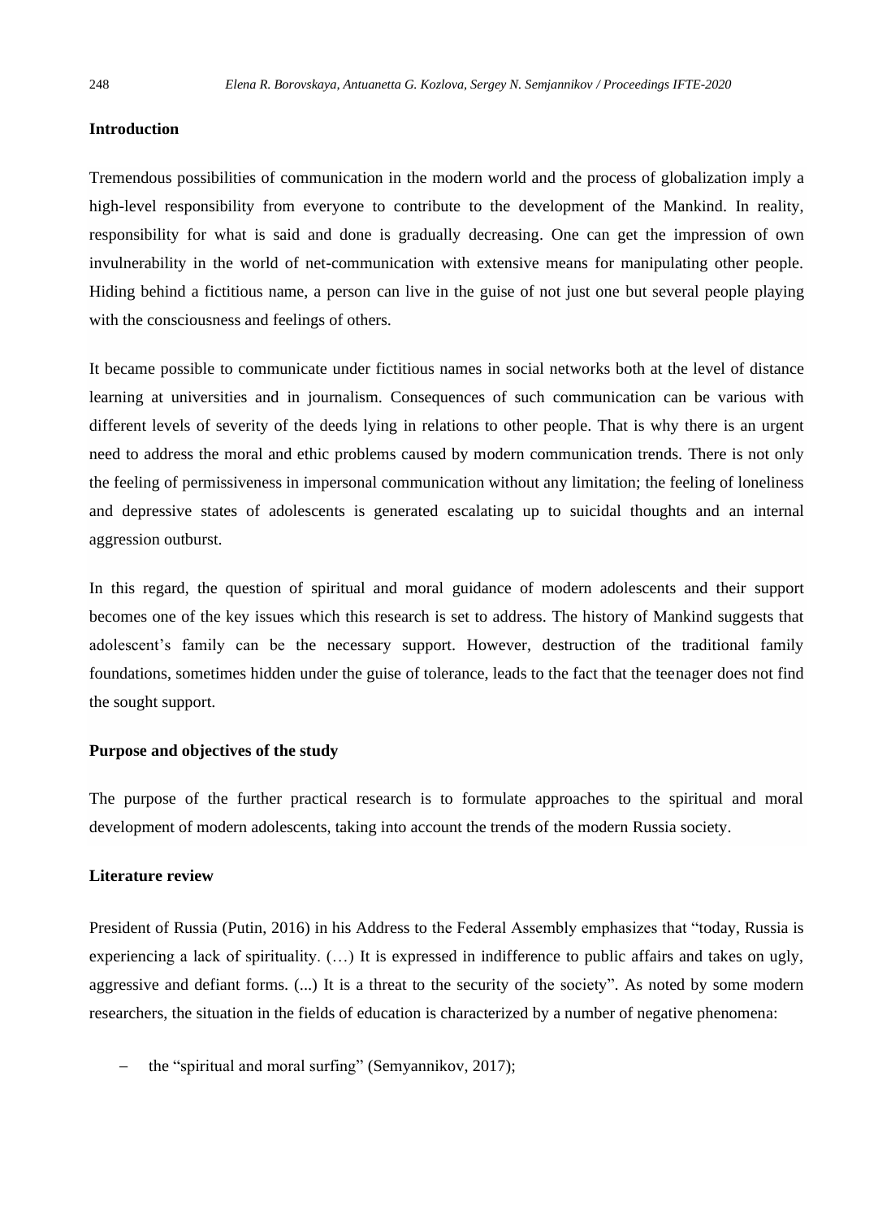## Introduction

Tremendous possibilities of communication in the modern world and the process of globalization imply a high-level responsibility from everyone to contribute to the development of the Mankind. In reality, responsibility for what is said and done is gradually decreasing. One can get the impression of own invulnerability in the world of net-communication with extensive means for manipulating other people. Hiding behind a fictitious name, a person can live in the guise of not just one but several people playing with the consciousness and feelings of others.

It became possible to communicate under fictitious names in social networks both at the level of distance learning at universities and in journalism. Consequences of such communication can be various with different levels of severity of the deeds lying in relations to other people. That is why there is an urgent need to address the moral and ethic problems caused by modern communication trends. There is not only the feeling of permissiveness in impersonal communication without any limitation; the feeling of loneliness and depressive states of adolescents is generated escalating up to suicidal thoughts and an internal aggression outburst.

In this regard, the question of spiritual and moral guidance of modern adolescents and their support becomes one of the key issues which this research is set to address. The history of Mankind suggests that adolescent's family can be the necessary support. However, destruction of the traditional family foundations, sometimes hidden under the guise of tolerance, leads to the fact that the teenager does not find the sought support.

## Purpose and objectives of the study

The purpose of the further practical research is to formulate approaches to the spiritual and moral development of modern adolescents, taking into account the trends of the modern Russia society.

## Literature review

President of Russia (Putin, 2016) in his Address to the Federal Assembly emphasizes that "today, Russia is experiencing a lack of spirituality. (…) It is expressed in indifference to public affairs and takes on ugly, aggressive and defiant forms. (...) It is a threat to the security of the society". As noted by some modern researchers, the situation in the fields of education is characterized by a number of negative phenomena:

- the "spiritual and moral surfing" (Semyannikov, 2017);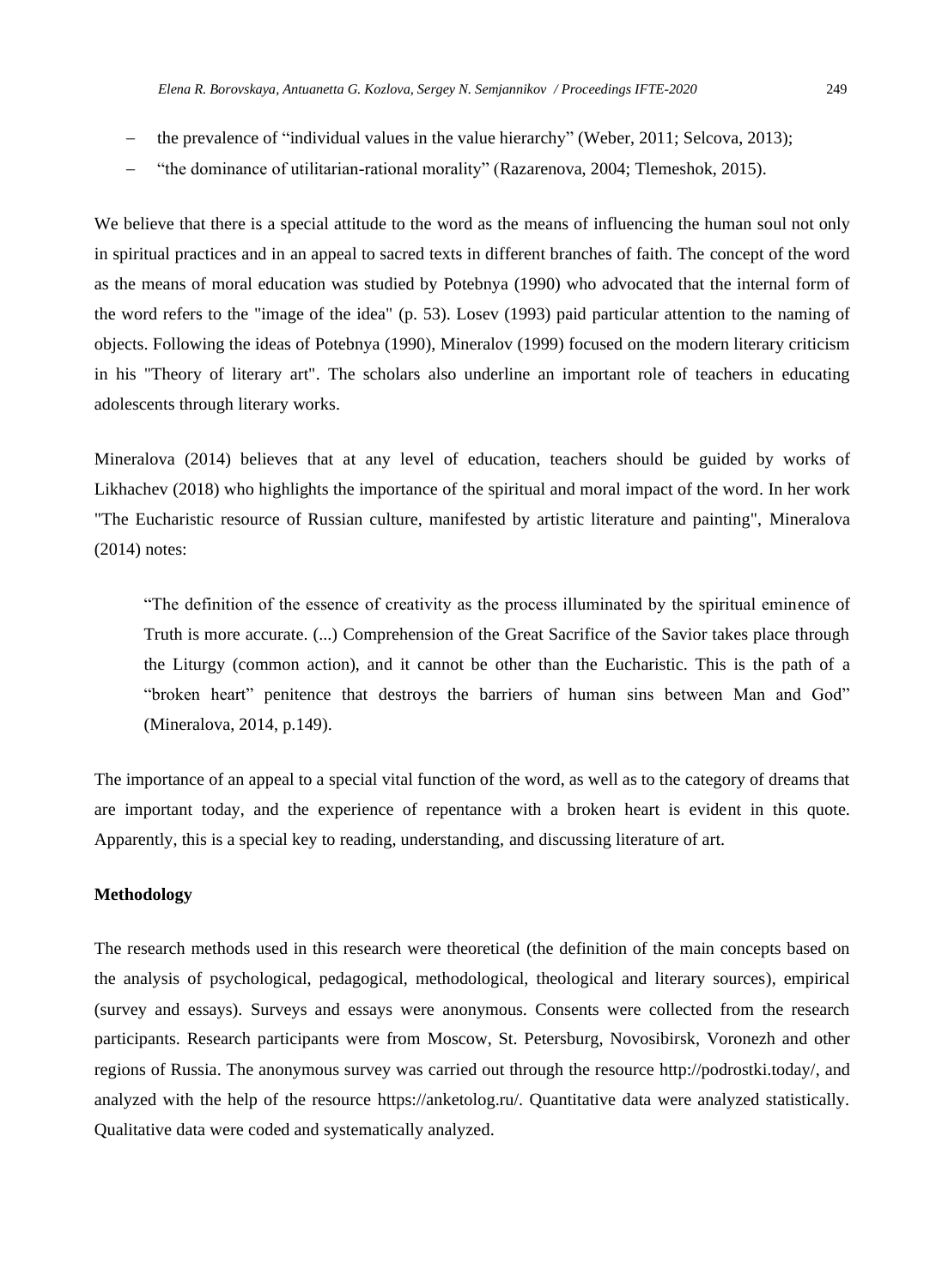- the prevalence of "individual values in the value hierarchy" (Weber, 2011; Selcova, 2013);
- "the dominance of utilitarian-rational morality" (Razarenova, 2004; Tlemeshok, 2015).

We believe that there is a special attitude to the word as the means of influencing the human soul not only in spiritual practices and in an appeal to sacred texts in different branches of faith. The concept of the word as the means of moral education was studied by Potebnya (1990) who advocated that the internal form of the word refers to the "image of the idea" (p. 53). Losev (1993) paid particular attention to the naming of objects. Following the ideas of Potebnya (1990), Mineralov (1999) focused on the modern literary criticism in his "Theory of literary art". The scholars also underline an important role of teachers in educating adolescents through literary works.

Mineralova (2014) believes that at any level of education, teachers should be guided by works of Likhachev (2018) who highlights the importance of the spiritual and moral impact of the word. In her work "The Eucharistic resource of Russian culture, manifested by artistic literature and painting", Mineralova (2014) notes:

> "The definition of the essence of creativity as the process illuminated by the spiritual eminence of Truth is more accurate. (...) Comprehension of the Great Sacrifice of the Savior takes place through the Liturgy (common action), and it cannot be other than the Eucharistic. This is the path of a "broken heart" penitence that destroys the barriers of human sins between Man and God" (Mineralova, 2014, p.149).

The importance of an appeal to a special vital function of the word, as well as to the category of dreams that are important today, and the experience of repentance with a broken heart is evident in this quote. Apparently, this is a special key to reading, understanding, and discussing literature of art.

**Methodology**

The research methods used in this research were theoretical (the definition of the main concepts based on the analysis of psychological, pedagogical, methodological, theological and literary sources), empirical (survey and essays). Surveys and essays were anonymous. Consents were collected from the research participants. Research participants were from Moscow, St. Petersburg, Novosibirsk, Voronezh and other regions of Russia. The anonymous survey was carried out through the resource http://podrostki.today/, and analyzed with the help of the resource https://anketolog.ru/. Quantitative data were analyzed statistically. Qualitative data were coded and systematically analyzed.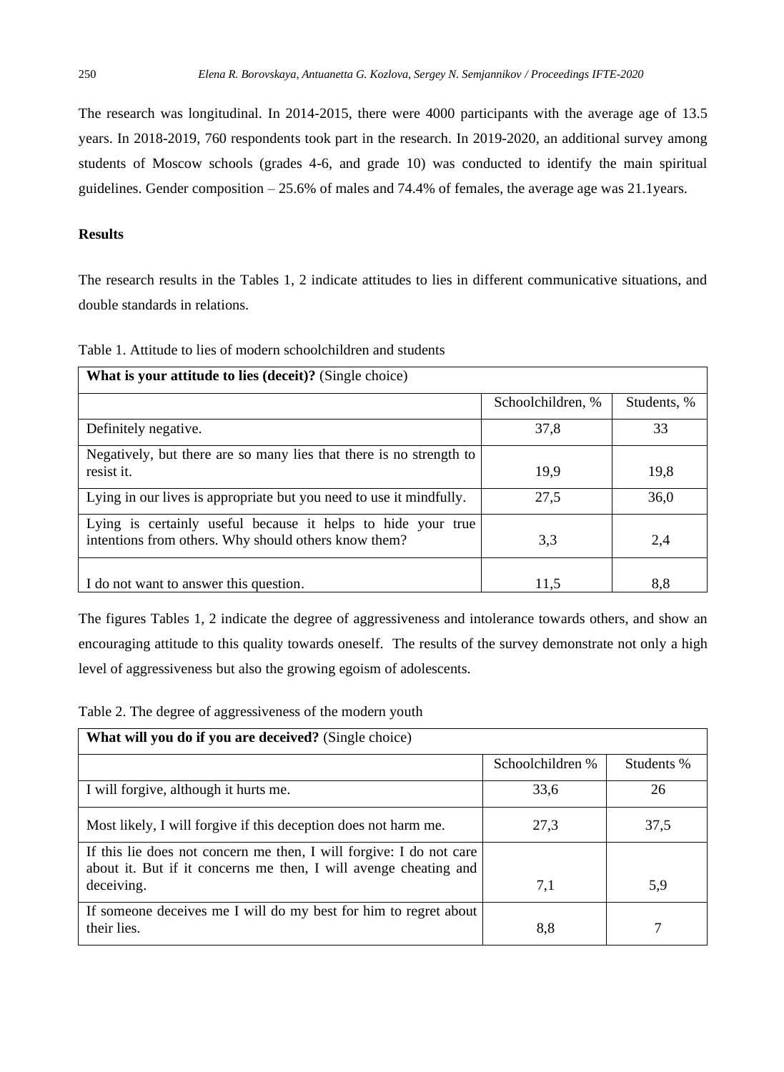The research was longitudinal. In 2014-2015, there were 4000 participants with the average age of 13.5 years. In 2018-2019, 760 respondents took part in the research. In 2019-2020, an additional survey among students of Moscow schools (grades 4-6, and grade 10) was conducted to identify the main spiritual guidelines. Gender composition – 25.6% of males and 74.4% of females, the average age was 21.1years.

**Results**

The research results in the Tables 1, 2 indicate attitudes to lies in different communicative situations, and double standards in relations.

Table 1. Attitude to lies of modern schoolchildren and students

| **What is your attitude to lies (deceit)?** (Single choice) | | |
|---|---|---|
| | Schoolchildren, % | Students, % |
| Definitely negative. | 37,8 | 33 |
| Negatively, but there are so many lies that there is no strength to resist it. | 19,9 | 19,8 |
| Lying in our lives is appropriate but you need to use it mindfully. | 27,5 | 36,0 |
| Lying is certainly useful because it helps to hide your true intentions from others. Why should others know them? | 3,3 | 2,4 |
| I do not want to answer this question. | 11,5 | 8,8 |

The figures Tables 1, 2 indicate the degree of aggressiveness and intolerance towards others, and show an encouraging attitude to this quality towards oneself. The results of the survey demonstrate not only a high level of aggressiveness but also the growing egoism of adolescents.

Table 2. The degree of aggressiveness of the modern youth

| **What will you do if you are deceived?** (Single choice) | | |
|---|---|---|
| | Schoolchildren % | Students % |
| I will forgive, although it hurts me. | 33,6 | 26 |
| Most likely, I will forgive if this deception does not harm me. | 27,3 | 37,5 |
| If this lie does not concern me then, I will forgive: I do not care about it. But if it concerns me then, I will avenge cheating and deceiving. | 7,1 | 5,9 |
| If someone deceives me I will do my best for him to regret about their lies. | 8,8 | 7 |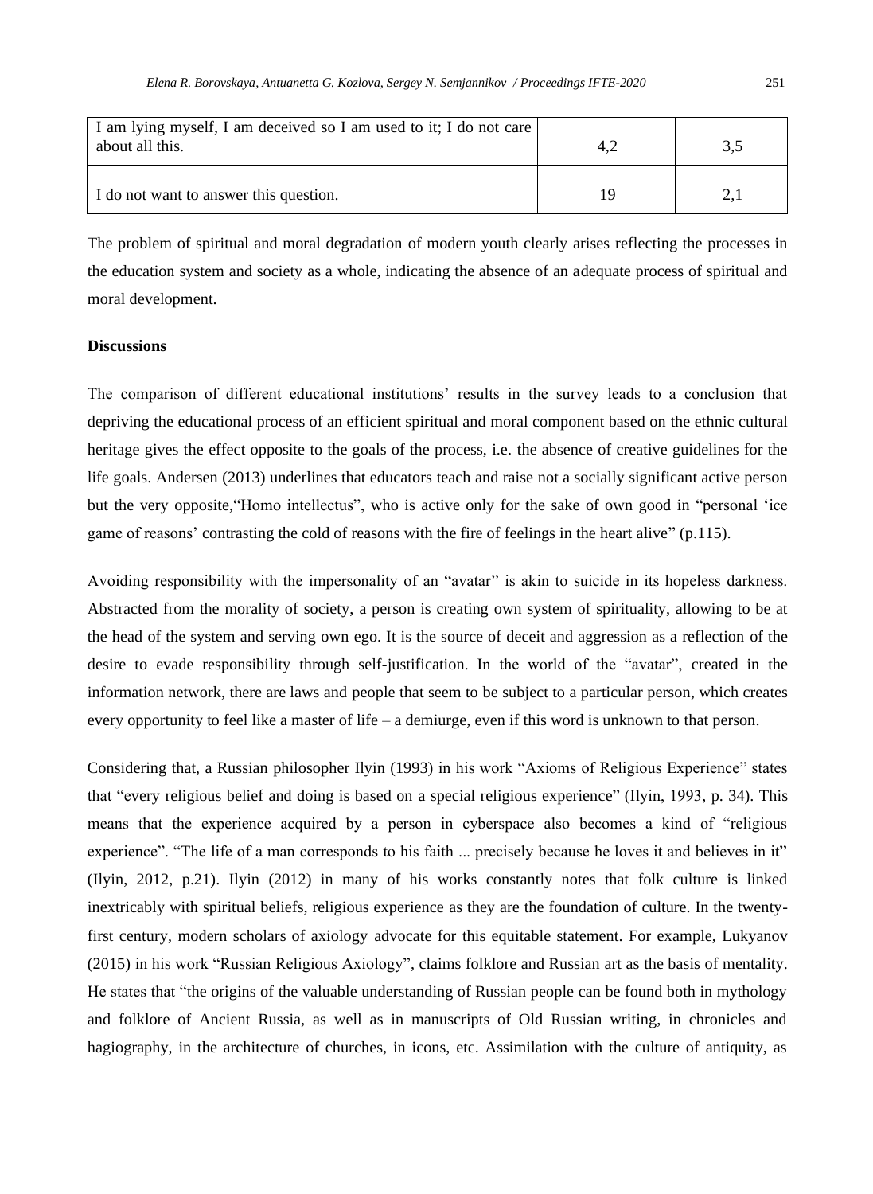| | | |
|---|---|---|
| I am lying myself, I am deceived so I am used to it; I do not care about all this. | 4,2 | 3,5 |
| I do not want to answer this question. | 19 | 2,1 |

The problem of spiritual and moral degradation of modern youth clearly arises reflecting the processes in the education system and society as a whole, indicating the absence of an adequate process of spiritual and moral development.

**Discussions**

The comparison of different educational institutions' results in the survey leads to a conclusion that depriving the educational process of an efficient spiritual and moral component based on the ethnic cultural heritage gives the effect opposite to the goals of the process, i.e. the absence of creative guidelines for the life goals. Andersen (2013) underlines that educators teach and raise not a socially significant active person but the very opposite,"Homo intellectus", who is active only for the sake of own good in "personal 'ice game of reasons' contrasting the cold of reasons with the fire of feelings in the heart alive" (p.115).

Avoiding responsibility with the impersonality of an "avatar" is akin to suicide in its hopeless darkness. Abstracted from the morality of society, a person is creating own system of spirituality, allowing to be at the head of the system and serving own ego. It is the source of deceit and aggression as a reflection of the desire to evade responsibility through self-justification. In the world of the "avatar", created in the information network, there are laws and people that seem to be subject to a particular person, which creates every opportunity to feel like a master of life – a demiurge, even if this word is unknown to that person.

Considering that, a Russian philosopher Ilyin (1993) in his work "Axioms of Religious Experience" states that "every religious belief and doing is based on a special religious experience" (Ilyin, 1993, p. 34). This means that the experience acquired by a person in cyberspace also becomes a kind of "religious experience". "The life of a man corresponds to his faith ... precisely because he loves it and believes in it" (Ilyin, 2012, p.21). Ilyin (2012) in many of his works constantly notes that folk culture is linked inextricably with spiritual beliefs, religious experience as they are the foundation of culture. In the twenty-first century, modern scholars of axiology advocate for this equitable statement. For example, Lukyanov (2015) in his work "Russian Religious Axiology", claims folklore and Russian art as the basis of mentality. He states that "the origins of the valuable understanding of Russian people can be found both in mythology and folklore of Ancient Russia, as well as in manuscripts of Old Russian writing, in chronicles and hagiography, in the architecture of churches, in icons, etc. Assimilation with the culture of antiquity, as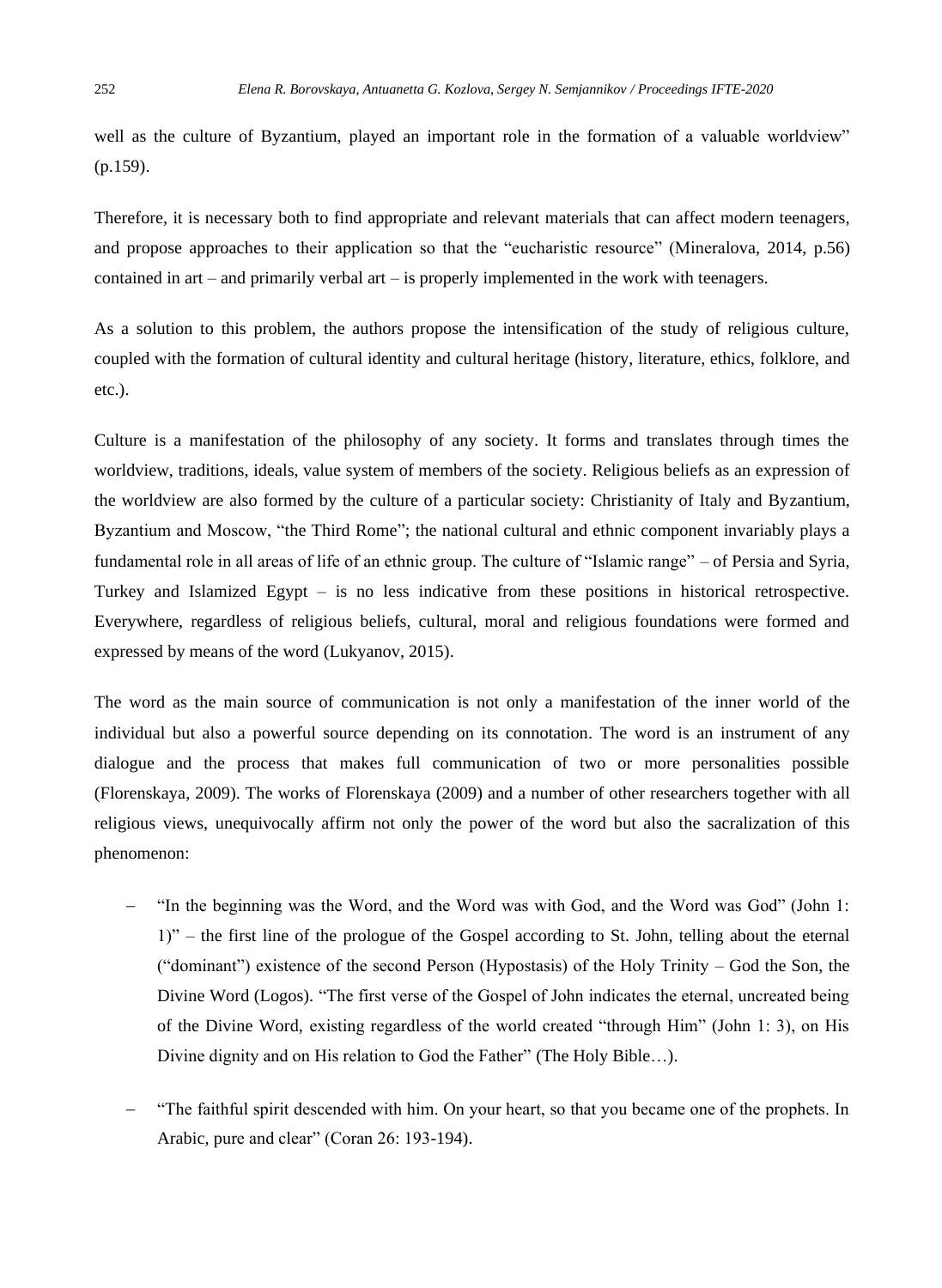well as the culture of Byzantium, played an important role in the formation of a valuable worldview" (p.159).

Therefore, it is necessary both to find appropriate and relevant materials that can affect modern teenagers, and propose approaches to their application so that the "eucharistic resource" (Mineralova, 2014, p.56) contained in art – and primarily verbal art – is properly implemented in the work with teenagers.

As a solution to this problem, the authors propose the intensification of the study of religious culture, coupled with the formation of cultural identity and cultural heritage (history, literature, ethics, folklore, and etc.).

Culture is a manifestation of the philosophy of any society. It forms and translates through times the worldview, traditions, ideals, value system of members of the society. Religious beliefs as an expression of the worldview are also formed by the culture of a particular society: Christianity of Italy and Byzantium, Byzantium and Moscow, "the Third Rome"; the national cultural and ethnic component invariably plays a fundamental role in all areas of life of an ethnic group. The culture of "Islamic range" – of Persia and Syria, Turkey and Islamized Egypt – is no less indicative from these positions in historical retrospective. Everywhere, regardless of religious beliefs, cultural, moral and religious foundations were formed and expressed by means of the word (Lukyanov, 2015).

The word as the main source of communication is not only a manifestation of the inner world of the individual but also a powerful source depending on its connotation. The word is an instrument of any dialogue and the process that makes full communication of two or more personalities possible (Florenskaya, 2009). The works of Florenskaya (2009) and a number of other researchers together with all religious views, unequivocally affirm not only the power of the word but also the sacralization of this phenomenon:

- "In the beginning was the Word, and the Word was with God, and the Word was God" (John 1: 1)" – the first line of the prologue of the Gospel according to St. John, telling about the eternal ("dominant") existence of the second Person (Hypostasis) of the Holy Trinity – God the Son, the Divine Word (Logos). "The first verse of the Gospel of John indicates the eternal, uncreated being of the Divine Word, existing regardless of the world created "through Him" (John 1: 3), on His Divine dignity and on His relation to God the Father" (The Holy Bible…).

- "The faithful spirit descended with him. On your heart, so that you became one of the prophets. In Arabic, pure and clear" (Coran 26: 193-194).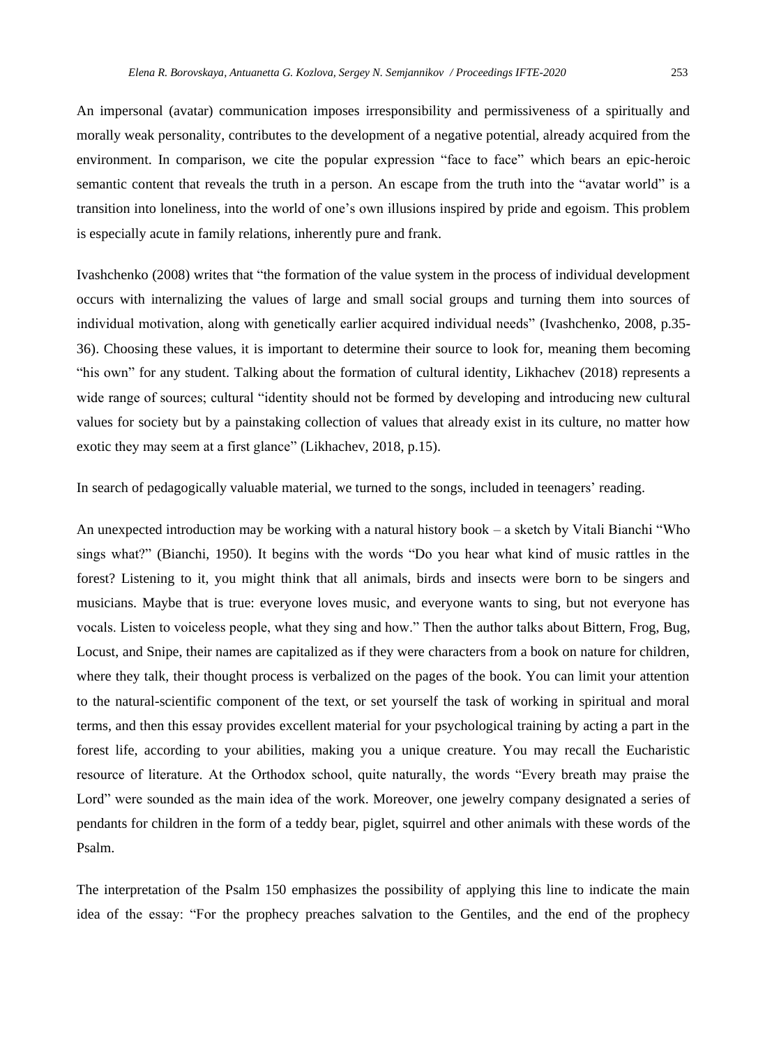An impersonal (avatar) communication imposes irresponsibility and permissiveness of a spiritually and morally weak personality, contributes to the development of a negative potential, already acquired from the environment. In comparison, we cite the popular expression "face to face" which bears an epic-heroic semantic content that reveals the truth in a person. An escape from the truth into the "avatar world" is a transition into loneliness, into the world of one's own illusions inspired by pride and egoism. This problem is especially acute in family relations, inherently pure and frank.

Ivashchenko (2008) writes that "the formation of the value system in the process of individual development occurs with internalizing the values of large and small social groups and turning them into sources of individual motivation, along with genetically earlier acquired individual needs" (Ivashchenko, 2008, p.35-36). Choosing these values, it is important to determine their source to look for, meaning them becoming "his own" for any student. Talking about the formation of cultural identity, Likhachev (2018) represents a wide range of sources; cultural "identity should not be formed by developing and introducing new cultural values for society but by a painstaking collection of values that already exist in its culture, no matter how exotic they may seem at a first glance" (Likhachev, 2018, p.15).

In search of pedagogically valuable material, we turned to the songs, included in teenagers' reading.

An unexpected introduction may be working with a natural history book – a sketch by Vitali Bianchi "Who sings what?" (Bianchi, 1950). It begins with the words "Do you hear what kind of music rattles in the forest? Listening to it, you might think that all animals, birds and insects were born to be singers and musicians. Maybe that is true: everyone loves music, and everyone wants to sing, but not everyone has vocals. Listen to voiceless people, what they sing and how." Then the author talks about Bittern, Frog, Bug, Locust, and Snipe, their names are capitalized as if they were characters from a book on nature for children, where they talk, their thought process is verbalized on the pages of the book. You can limit your attention to the natural-scientific component of the text, or set yourself the task of working in spiritual and moral terms, and then this essay provides excellent material for your psychological training by acting a part in the forest life, according to your abilities, making you a unique creature. You may recall the Eucharistic resource of literature. At the Orthodox school, quite naturally, the words "Every breath may praise the Lord" were sounded as the main idea of the work. Moreover, one jewelry company designated a series of pendants for children in the form of a teddy bear, piglet, squirrel and other animals with these words of the Psalm.

The interpretation of the Psalm 150 emphasizes the possibility of applying this line to indicate the main idea of the essay: "For the prophecy preaches salvation to the Gentiles, and the end of the prophecy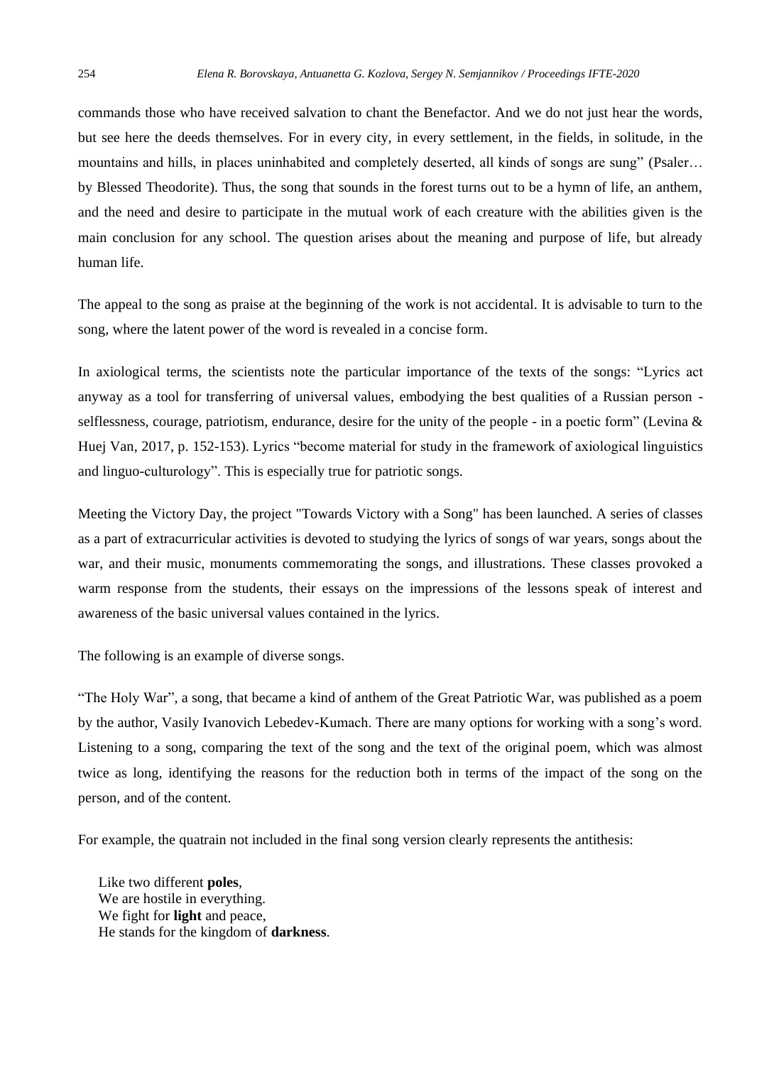commands those who have received salvation to chant the Benefactor. And we do not just hear the words, but see here the deeds themselves. For in every city, in every settlement, in the fields, in solitude, in the mountains and hills, in places uninhabited and completely deserted, all kinds of songs are sung" (Psaler… by Blessed Theodorite). Thus, the song that sounds in the forest turns out to be a hymn of life, an anthem, and the need and desire to participate in the mutual work of each creature with the abilities given is the main conclusion for any school. The question arises about the meaning and purpose of life, but already human life.

The appeal to the song as praise at the beginning of the work is not accidental. It is advisable to turn to the song, where the latent power of the word is revealed in a concise form.

In axiological terms, the scientists note the particular importance of the texts of the songs: "Lyrics act anyway as a tool for transferring of universal values, embodying the best qualities of a Russian person - selflessness, courage, patriotism, endurance, desire for the unity of the people - in a poetic form" (Levina & Huej Van, 2017, p. 152-153). Lyrics "become material for study in the framework of axiological linguistics and linguo-culturology". This is especially true for patriotic songs.

Meeting the Victory Day, the project "Towards Victory with a Song" has been launched. A series of classes as a part of extracurricular activities is devoted to studying the lyrics of songs of war years, songs about the war, and their music, monuments commemorating the songs, and illustrations. These classes provoked a warm response from the students, their essays on the impressions of the lessons speak of interest and awareness of the basic universal values contained in the lyrics.

The following is an example of diverse songs.

"The Holy War", a song, that became a kind of anthem of the Great Patriotic War, was published as a poem by the author, Vasily Ivanovich Lebedev-Kumach. There are many options for working with a song's word. Listening to a song, comparing the text of the song and the text of the original poem, which was almost twice as long, identifying the reasons for the reduction both in terms of the impact of the song on the person, and of the content.

For example, the quatrain not included in the final song version clearly represents the antithesis:

Like two different **poles**,  
We are hostile in everything.  
We fight for **light** and peace,  
He stands for the kingdom of **darkness**.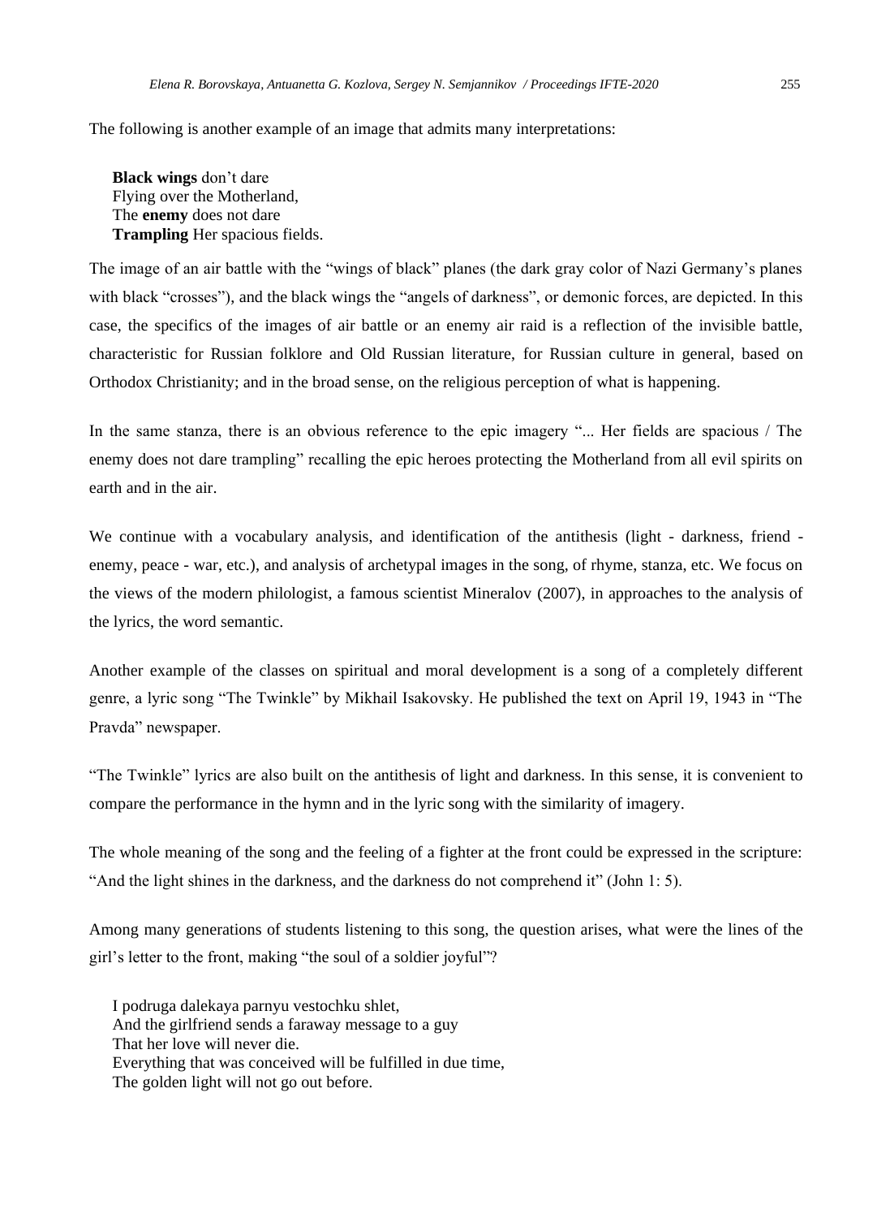The following is another example of an image that admits many interpretations:

> **Black wings** don't dare
> Flying over the Motherland,
> The **enemy** does not dare
> **Trampling** Her spacious fields.

The image of an air battle with the "wings of black" planes (the dark gray color of Nazi Germany's planes with black "crosses"), and the black wings the "angels of darkness", or demonic forces, are depicted. In this case, the specifics of the images of air battle or an enemy air raid is a reflection of the invisible battle, characteristic for Russian folklore and Old Russian literature, for Russian culture in general, based on Orthodox Christianity; and in the broad sense, on the religious perception of what is happening.

In the same stanza, there is an obvious reference to the epic imagery "... Her fields are spacious / The enemy does not dare trampling" recalling the epic heroes protecting the Motherland from all evil spirits on earth and in the air.

We continue with a vocabulary analysis, and identification of the antithesis (light - darkness, friend - enemy, peace - war, etc.), and analysis of archetypal images in the song, of rhyme, stanza, etc. We focus on the views of the modern philologist, a famous scientist Mineralov (2007), in approaches to the analysis of the lyrics, the word semantic.

Another example of the classes on spiritual and moral development is a song of a completely different genre, a lyric song "The Twinkle" by Mikhail Isakovsky. He published the text on April 19, 1943 in "The Pravda" newspaper.

"The Twinkle" lyrics are also built on the antithesis of light and darkness. In this sense, it is convenient to compare the performance in the hymn and in the lyric song with the similarity of imagery.

The whole meaning of the song and the feeling of a fighter at the front could be expressed in the scripture: "And the light shines in the darkness, and the darkness do not comprehend it" (John 1: 5).

Among many generations of students listening to this song, the question arises, what were the lines of the girl's letter to the front, making "the soul of a soldier joyful"?

> I podruga dalekaya parnyu vestochku shlet,
> And the girlfriend sends a faraway message to a guy
> That her love will never die.
> Everything that was conceived will be fulfilled in due time,
> The golden light will not go out before.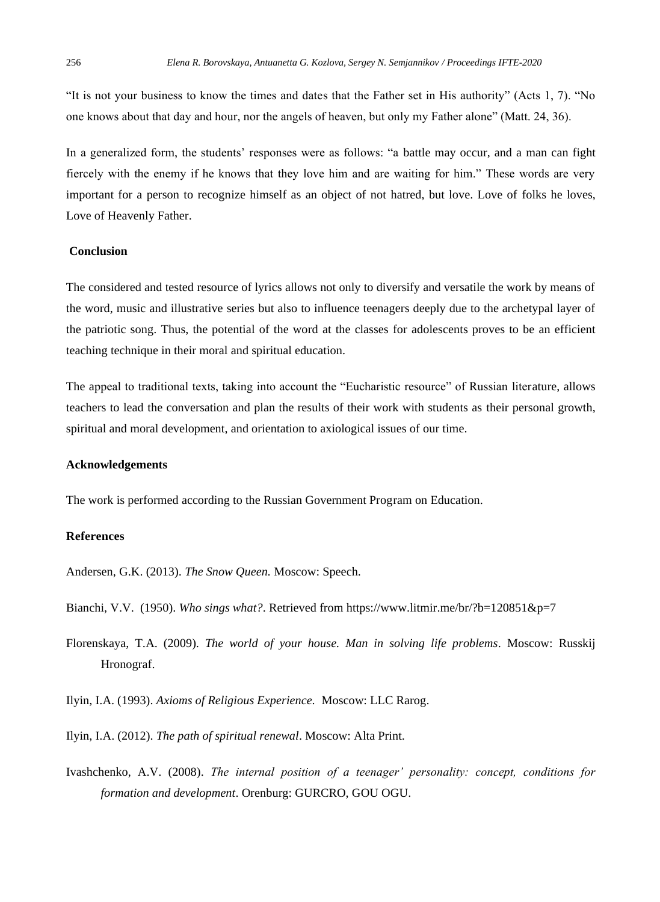"It is not your business to know the times and dates that the Father set in His authority" (Acts 1, 7). "No one knows about that day and hour, nor the angels of heaven, but only my Father alone" (Matt. 24, 36).

In a generalized form, the students' responses were as follows: "a battle may occur, and a man can fight fiercely with the enemy if he knows that they love him and are waiting for him." These words are very important for a person to recognize himself as an object of not hatred, but love. Love of folks he loves, Love of Heavenly Father.

## Conclusion

The considered and tested resource of lyrics allows not only to diversify and versatile the work by means of the word, music and illustrative series but also to influence teenagers deeply due to the archetypal layer of the patriotic song. Thus, the potential of the word at the classes for adolescents proves to be an efficient teaching technique in their moral and spiritual education.

The appeal to traditional texts, taking into account the "Eucharistic resource" of Russian literature, allows teachers to lead the conversation and plan the results of their work with students as their personal growth, spiritual and moral development, and orientation to axiological issues of our time.

## Acknowledgements

The work is performed according to the Russian Government Program on Education.

## References

Andersen, G.K. (2013). *The Snow Queen.* Moscow: Speech.

Bianchi, V.V. (1950). *Who sings what?*. Retrieved from https://www.litmir.me/br/?b=120851&p=7

Florenskaya, T.A. (2009). *The world of your house. Man in solving life problems*. Moscow: Russkij Hronograf.

Ilyin, I.A. (1993). *Axioms of Religious Experience*. Moscow: LLC Rarog.

Ilyin, I.A. (2012). *The path of spiritual renewal*. Moscow: Alta Print.

Ivashchenko, A.V. (2008). *The internal position of a teenager' personality: concept, conditions for formation and development*. Orenburg: GURCRO, GOU OGU.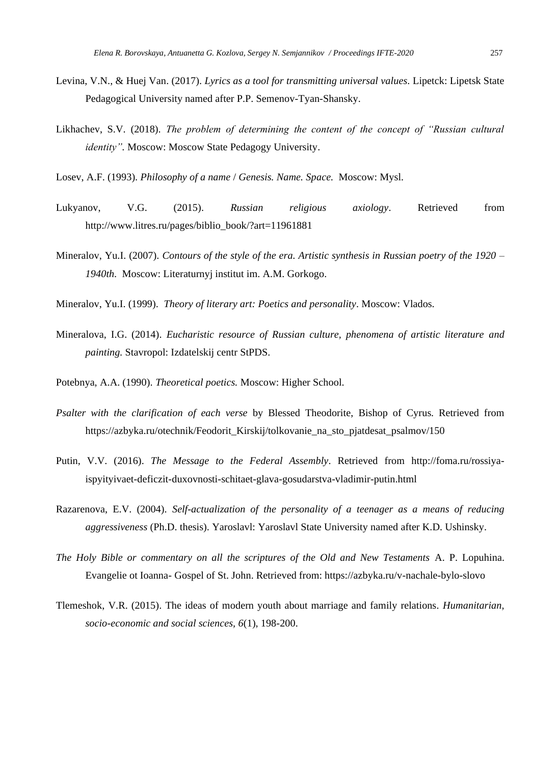Levina, V.N., & Huej Van. (2017). *Lyrics as a tool for transmitting universal values*. Lipetck: Lipetsk State Pedagogical University named after P.P. Semenov-Tyan-Shansky.

Likhachev, S.V. (2018). *The problem of determining the content of the concept of "Russian cultural identity"*. Moscow: Moscow State Pedagogy University.

Losev, A.F. (1993). *Philosophy of a name* / *Genesis. Name. Space.* Moscow: Mysl.

Lukyanov, V.G. (2015). *Russian religious axiology*. Retrieved from http://www.litres.ru/pages/biblio_book/?art=11961881

Mineralov, Yu.I. (2007). *Contours of the style of the era. Artistic synthesis in Russian poetry of the 1920 – 1940th*. Moscow: Literaturnyj institut im. A.M. Gorkogo.

Mineralov, Yu.I. (1999). *Theory of literary art: Poetics and personality*. Moscow: Vlados.

Mineralova, I.G. (2014). *Eucharistic resource of Russian culture, phenomena of artistic literature and painting.* Stavropol: Izdatelskij centr StPDS.

Potebnya, A.A. (1990). *Theoretical poetics.* Moscow: Higher School.

*Psalter with the clarification of each verse* by Blessed Theodorite, Bishop of Cyrus. Retrieved from https://azbyka.ru/otechnik/Feodorit_Kirskij/tolkovanie_na_sto_pjatdesat_psalmov/150

Putin, V.V. (2016). *The Message to the Federal Assembly*. Retrieved from http://foma.ru/rossiya-ispyityivaet-deficzit-duxovnosti-schitaet-glava-gosudarstva-vladimir-putin.html

Razarenova, E.V. (2004). *Self-actualization of the personality of a teenager as a means of reducing aggressiveness* (Ph.D. thesis). Yaroslavl: Yaroslavl State University named after K.D. Ushinsky.

*The Holy Bible or commentary on all the scriptures of the Old and New Testaments* A. P. Lopuhina. Evangelie ot Ioanna- Gospel of St. John. Retrieved from: https://azbyka.ru/v-nachale-bylo-slovo

Tlemeshok, V.R. (2015). The ideas of modern youth about marriage and family relations. *Humanitarian, socio-economic and social sciences*, *6*(1), 198-200.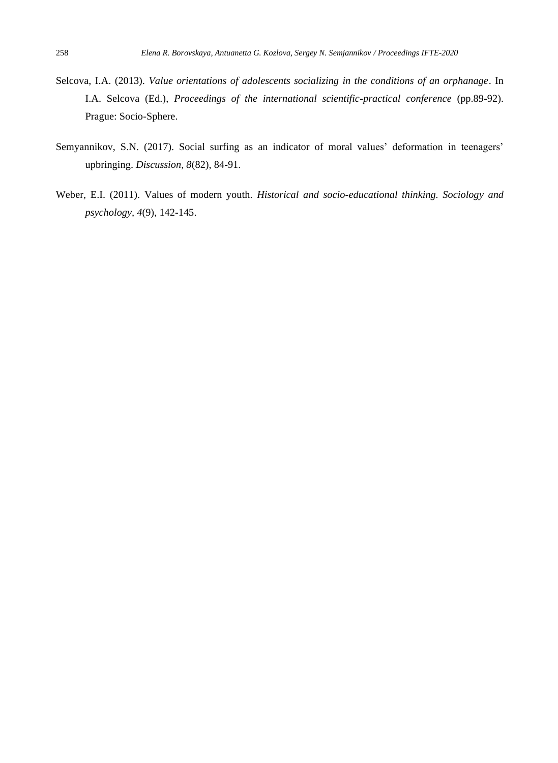Selcova, I.A. (2013). *Value orientations of adolescents socializing in the conditions of an orphanage*. In I.A. Selcova (Ed.), *Proceedings of the international scientific-practical conference* (pp.89-92). Prague: Socio-Sphere.

Semyannikov, S.N. (2017). Social surfing as an indicator of moral values' deformation in teenagers' upbringing. *Discussion, 8*(82), 84-91.

Weber, E.I. (2011). Values of modern youth. *Historical and socio-educational thinking. Sociology and psychology, 4*(9), 142-145.